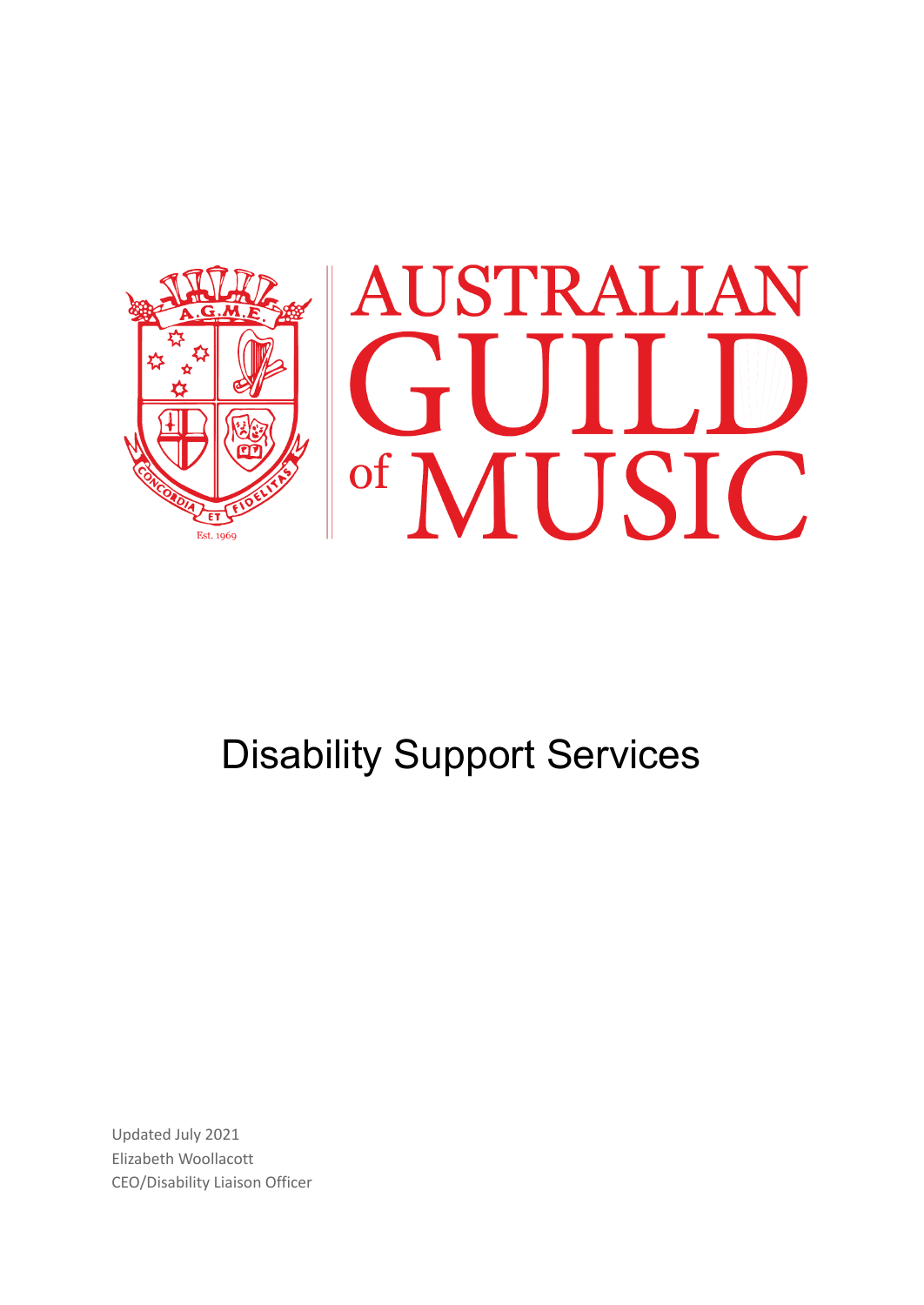# AUSTRALIAN GUILD of MUSIC

# Disability Support Services

Updated July 2021
Elizabeth Woollacott
CEO/Disability Liaison Officer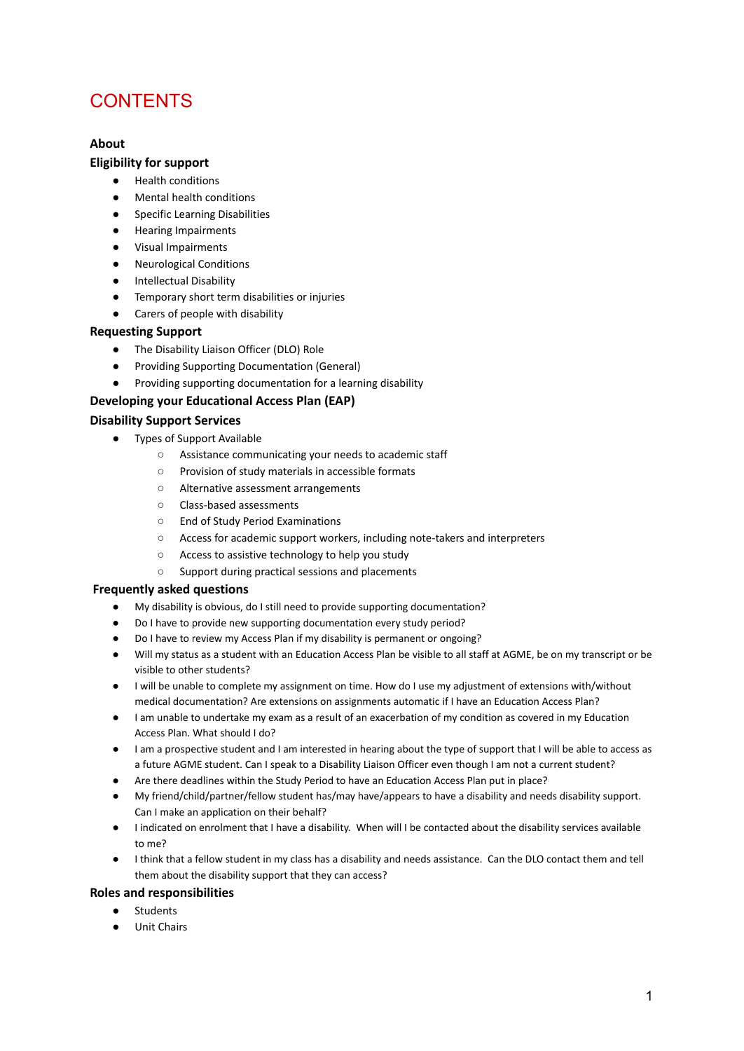# CONTENTS

**About**

**Eligibility for support**

- Health conditions
- Mental health conditions
- Specific Learning Disabilities
- Hearing Impairments
- Visual Impairments
- Neurological Conditions
- Intellectual Disability
- Temporary short term disabilities or injuries
- Carers of people with disability

**Requesting Support**

- The Disability Liaison Officer (DLO) Role
- Providing Supporting Documentation (General)
- Providing supporting documentation for a learning disability

**Developing your Educational Access Plan (EAP)**

**Disability Support Services**

- Types of Support Available
    - Assistance communicating your needs to academic staff
    - Provision of study materials in accessible formats
    - Alternative assessment arrangements
    - Class-based assessments
    - End of Study Period Examinations
    - Access for academic support workers, including note-takers and interpreters
    - Access to assistive technology to help you study
    - Support during practical sessions and placements

**Frequently asked questions**

- My disability is obvious, do I still need to provide supporting documentation?
- Do I have to provide new supporting documentation every study period?
- Do I have to review my Access Plan if my disability is permanent or ongoing?
- Will my status as a student with an Education Access Plan be visible to all staff at AGME, be on my transcript or be visible to other students?
- I will be unable to complete my assignment on time. How do I use my adjustment of extensions with/without medical documentation? Are extensions on assignments automatic if I have an Education Access Plan?
- I am unable to undertake my exam as a result of an exacerbation of my condition as covered in my Education Access Plan. What should I do?
- I am a prospective student and I am interested in hearing about the type of support that I will be able to access as a future AGME student. Can I speak to a Disability Liaison Officer even though I am not a current student?
- Are there deadlines within the Study Period to have an Education Access Plan put in place?
- My friend/child/partner/fellow student has/may have/appears to have a disability and needs disability support. Can I make an application on their behalf?
- I indicated on enrolment that I have a disability. When will I be contacted about the disability services available to me?
- I think that a fellow student in my class has a disability and needs assistance. Can the DLO contact them and tell them about the disability support that they can access?

**Roles and responsibilities**

- Students
- Unit Chairs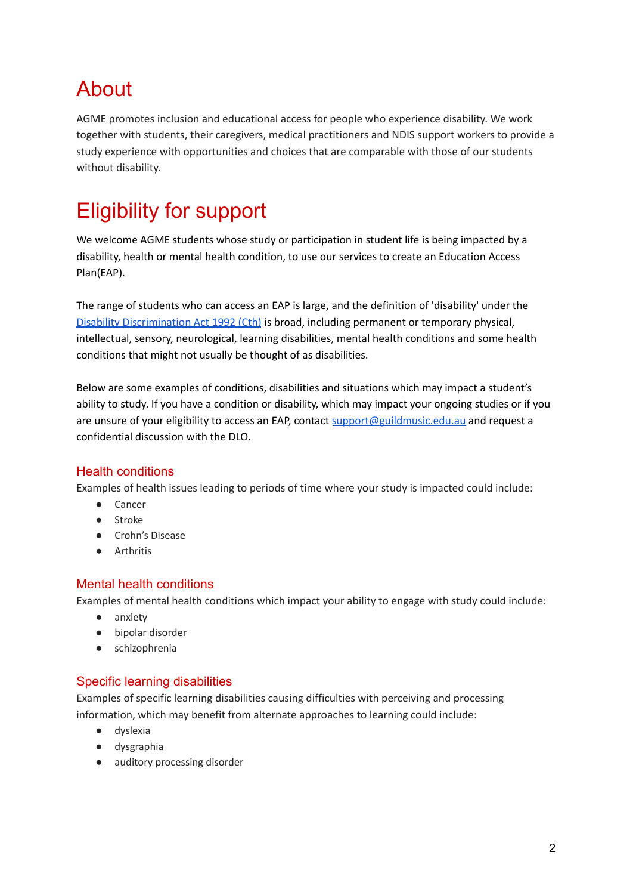# About

AGME promotes inclusion and educational access for people who experience disability. We work together with students, their caregivers, medical practitioners and NDIS support workers to provide a study experience with opportunities and choices that are comparable with those of our students without disability.

# Eligibility for support

We welcome AGME students whose study or participation in student life is being impacted by a disability, health or mental health condition, to use our services to create an Education Access Plan(EAP).

The range of students who can access an EAP is large, and the definition of 'disability' under the [Disability Discrimination Act 1992 (Cth)]() is broad, including permanent or temporary physical, intellectual, sensory, neurological, learning disabilities, mental health conditions and some health conditions that might not usually be thought of as disabilities.

Below are some examples of conditions, disabilities and situations which may impact a student's ability to study. If you have a condition or disability, which may impact your ongoing studies or if you are unsure of your eligibility to access an EAP, contact [support@guildmusic.edu.au](mailto:support@guildmusic.edu.au) and request a confidential discussion with the DLO.

### Health conditions

Examples of health issues leading to periods of time where your study is impacted could include:

- Cancer
- Stroke
- Crohn's Disease
- Arthritis

### Mental health conditions

Examples of mental health conditions which impact your ability to engage with study could include:

- anxiety
- bipolar disorder
- schizophrenia

### Specific learning disabilities

Examples of specific learning disabilities causing difficulties with perceiving and processing information, which may benefit from alternate approaches to learning could include:

- dyslexia
- dysgraphia
- auditory processing disorder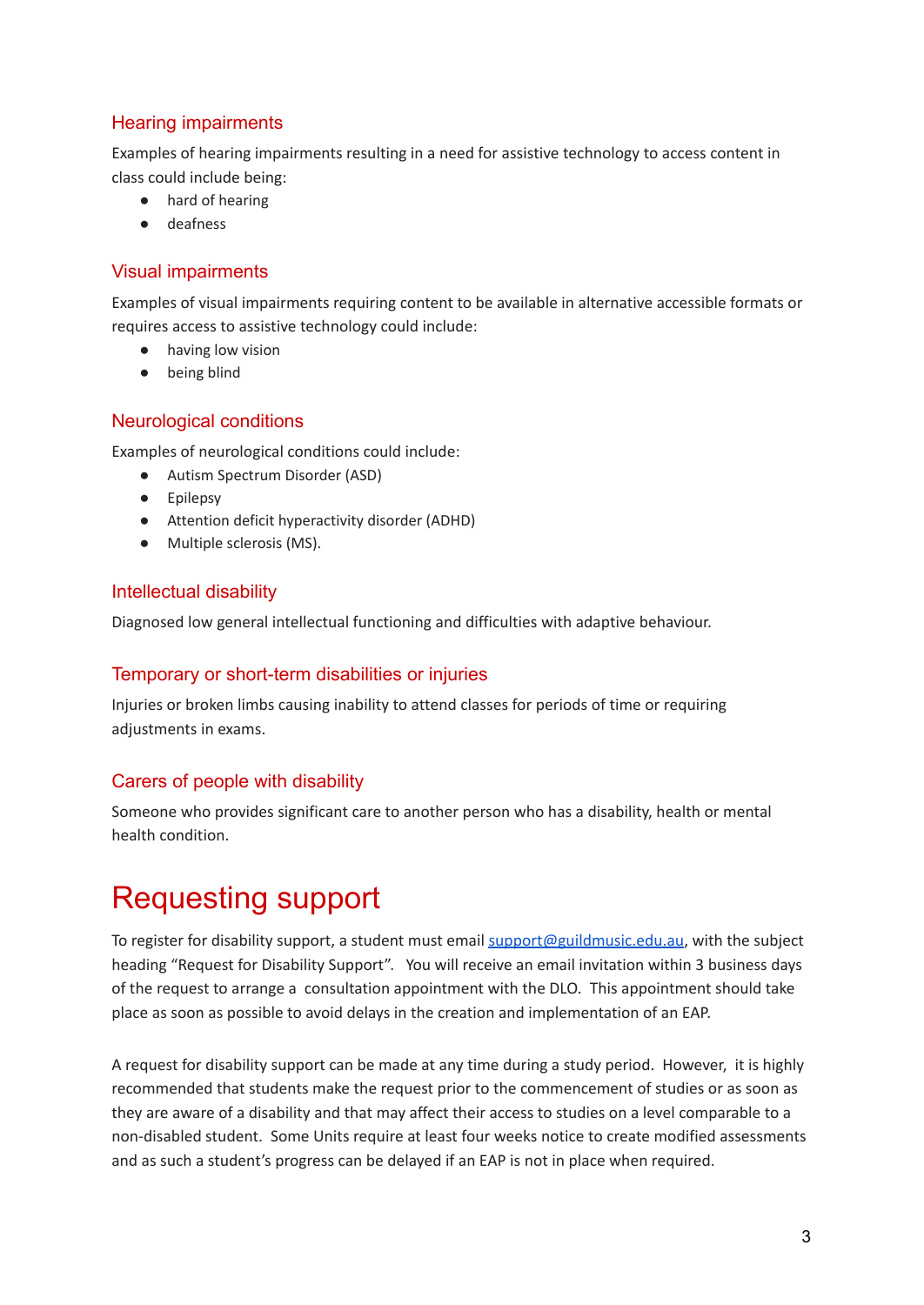### Hearing impairments

Examples of hearing impairments resulting in a need for assistive technology to access content in class could include being:

- hard of hearing
- deafness

### Visual impairments

Examples of visual impairments requiring content to be available in alternative accessible formats or requires access to assistive technology could include:

- having low vision
- being blind

### Neurological conditions

Examples of neurological conditions could include:

- Autism Spectrum Disorder (ASD)
- Epilepsy
- Attention deficit hyperactivity disorder (ADHD)
- Multiple sclerosis (MS).

### Intellectual disability

Diagnosed low general intellectual functioning and difficulties with adaptive behaviour.

### Temporary or short-term disabilities or injuries

Injuries or broken limbs causing inability to attend classes for periods of time or requiring adjustments in exams.

### Carers of people with disability

Someone who provides significant care to another person who has a disability, health or mental health condition.

# Requesting support

To register for disability support, a student must email [support@guildmusic.edu.au](mailto:support@guildmusic.edu.au), with the subject heading "Request for Disability Support". You will receive an email invitation within 3 business days of the request to arrange a consultation appointment with the DLO. This appointment should take place as soon as possible to avoid delays in the creation and implementation of an EAP.

A request for disability support can be made at any time during a study period. However, it is highly recommended that students make the request prior to the commencement of studies or as soon as they are aware of a disability and that may affect their access to studies on a level comparable to a non-disabled student. Some Units require at least four weeks notice to create modified assessments and as such a student's progress can be delayed if an EAP is not in place when required.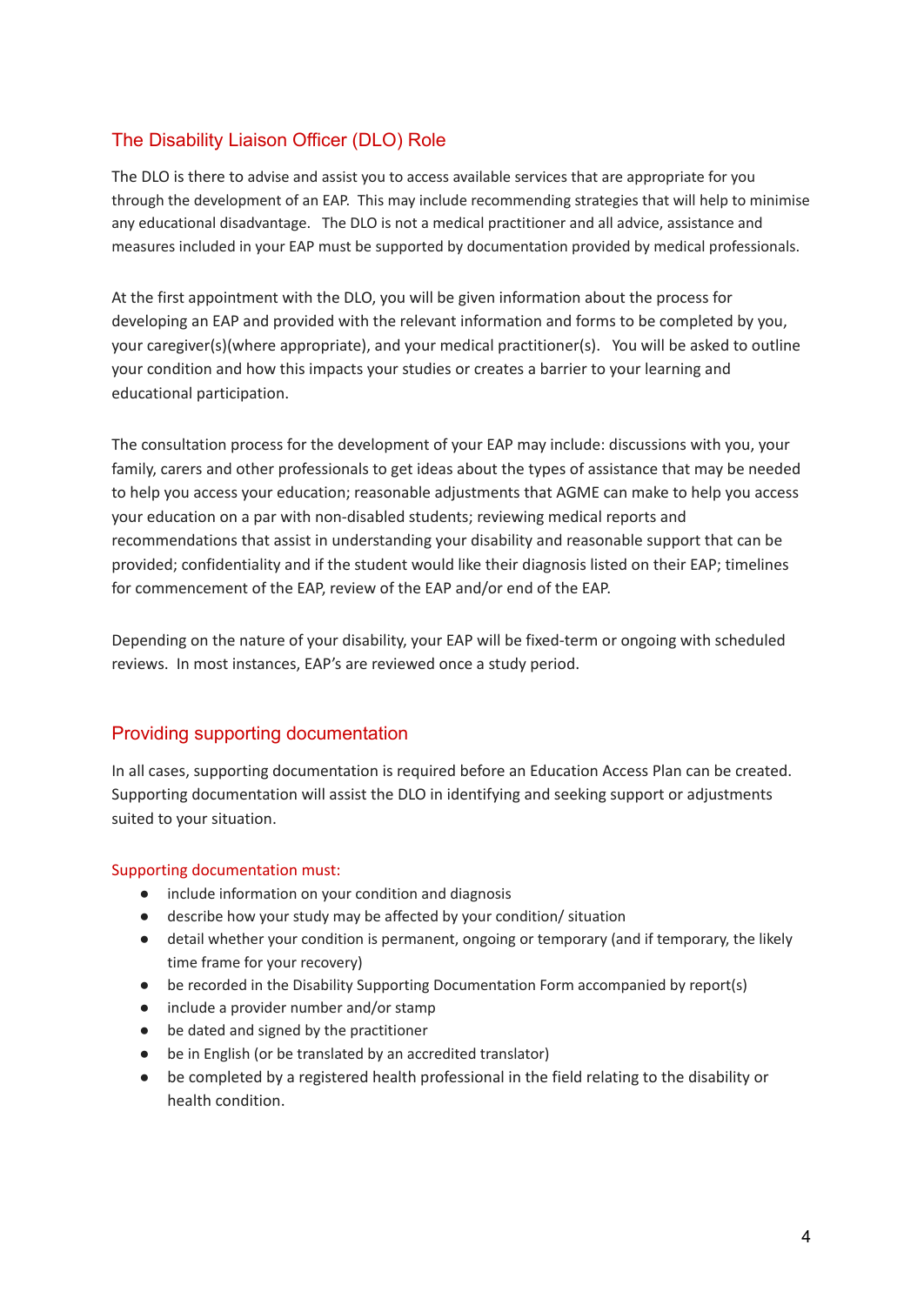## The Disability Liaison Officer (DLO) Role

The DLO is there to advise and assist you to access available services that are appropriate for you through the development of an EAP. This may include recommending strategies that will help to minimise any educational disadvantage. The DLO is not a medical practitioner and all advice, assistance and measures included in your EAP must be supported by documentation provided by medical professionals.

At the first appointment with the DLO, you will be given information about the process for developing an EAP and provided with the relevant information and forms to be completed by you, your caregiver(s)(where appropriate), and your medical practitioner(s). You will be asked to outline your condition and how this impacts your studies or creates a barrier to your learning and educational participation.

The consultation process for the development of your EAP may include: discussions with you, your family, carers and other professionals to get ideas about the types of assistance that may be needed to help you access your education; reasonable adjustments that AGME can make to help you access your education on a par with non-disabled students; reviewing medical reports and recommendations that assist in understanding your disability and reasonable support that can be provided; confidentiality and if the student would like their diagnosis listed on their EAP; timelines for commencement of the EAP, review of the EAP and/or end of the EAP.

Depending on the nature of your disability, your EAP will be fixed-term or ongoing with scheduled reviews. In most instances, EAP's are reviewed once a study period.

## Providing supporting documentation

In all cases, supporting documentation is required before an Education Access Plan can be created. Supporting documentation will assist the DLO in identifying and seeking support or adjustments suited to your situation.

### Supporting documentation must:

- include information on your condition and diagnosis
- describe how your study may be affected by your condition/ situation
- detail whether your condition is permanent, ongoing or temporary (and if temporary, the likely time frame for your recovery)
- be recorded in the Disability Supporting Documentation Form accompanied by report(s)
- include a provider number and/or stamp
- be dated and signed by the practitioner
- be in English (or be translated by an accredited translator)
- be completed by a registered health professional in the field relating to the disability or health condition.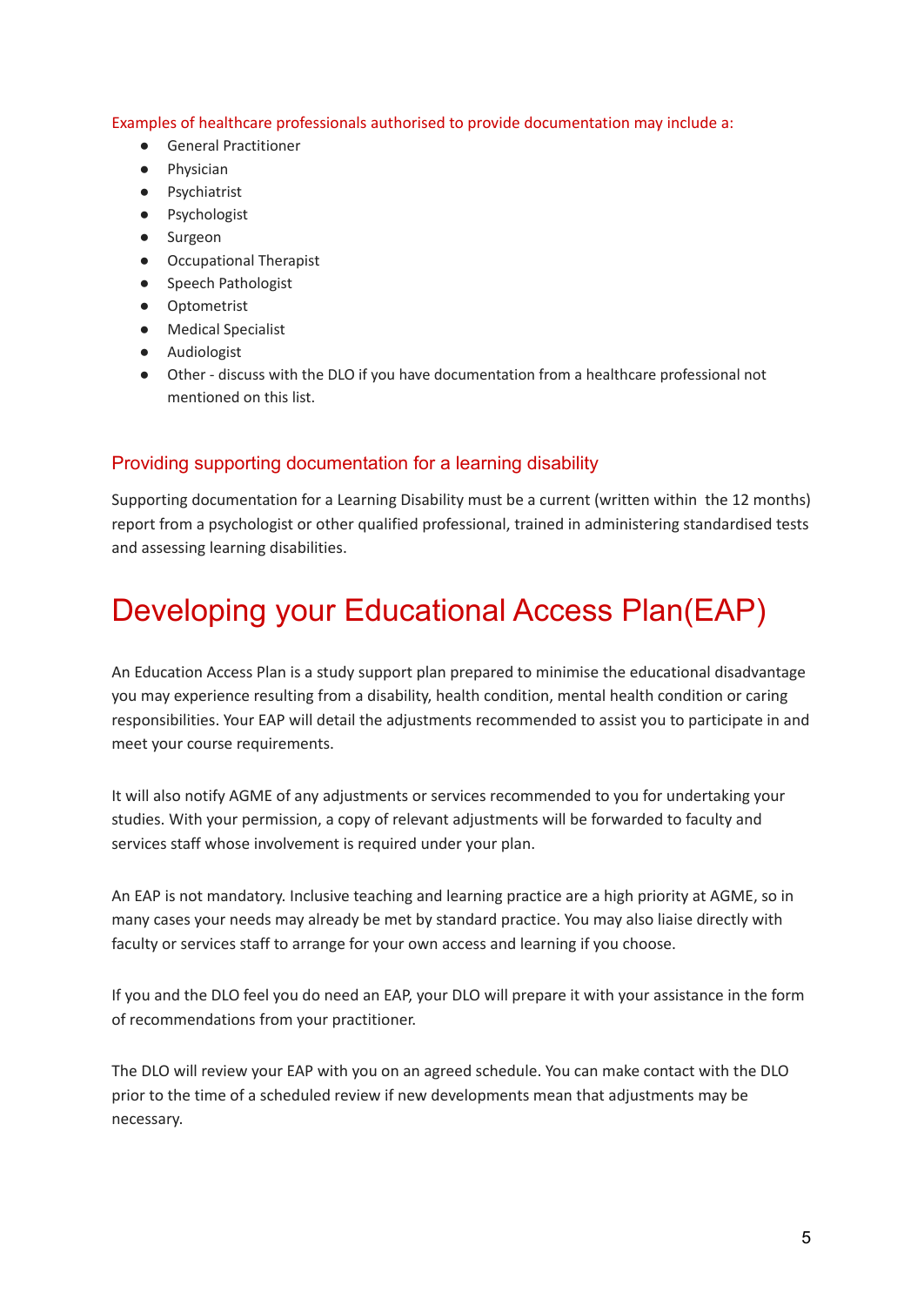Examples of healthcare professionals authorised to provide documentation may include a:

- General Practitioner
- Physician
- Psychiatrist
- Psychologist
- Surgeon
- Occupational Therapist
- Speech Pathologist
- Optometrist
- Medical Specialist
- Audiologist
- Other - discuss with the DLO if you have documentation from a healthcare professional not mentioned on this list.

### Providing supporting documentation for a learning disability

Supporting documentation for a Learning Disability must be a current (written within the 12 months) report from a psychologist or other qualified professional, trained in administering standardised tests and assessing learning disabilities.

# Developing your Educational Access Plan(EAP)

An Education Access Plan is a study support plan prepared to minimise the educational disadvantage you may experience resulting from a disability, health condition, mental health condition or caring responsibilities. Your EAP will detail the adjustments recommended to assist you to participate in and meet your course requirements.

It will also notify AGME of any adjustments or services recommended to you for undertaking your studies. With your permission, a copy of relevant adjustments will be forwarded to faculty and services staff whose involvement is required under your plan.

An EAP is not mandatory. Inclusive teaching and learning practice are a high priority at AGME, so in many cases your needs may already be met by standard practice. You may also liaise directly with faculty or services staff to arrange for your own access and learning if you choose.

If you and the DLO feel you do need an EAP, your DLO will prepare it with your assistance in the form of recommendations from your practitioner.

The DLO will review your EAP with you on an agreed schedule. You can make contact with the DLO prior to the time of a scheduled review if new developments mean that adjustments may be necessary.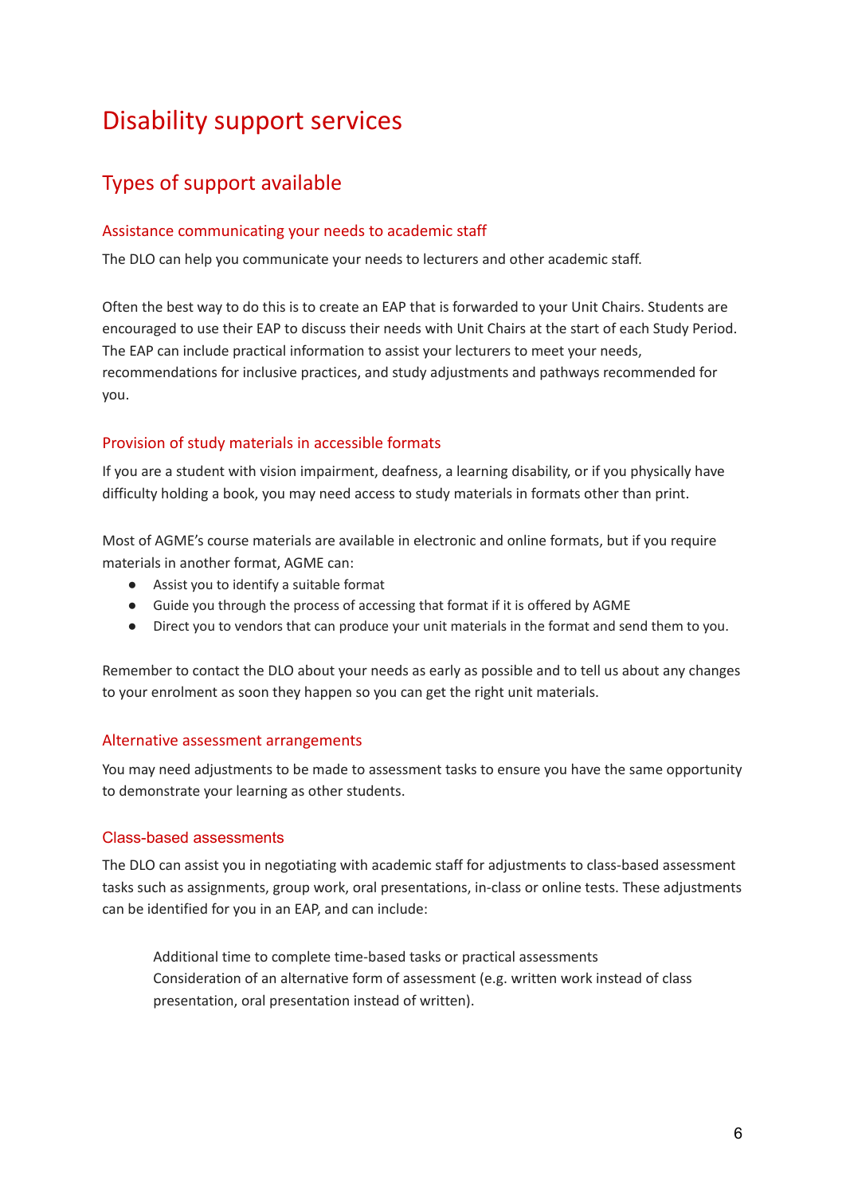# Disability support services

## Types of support available

### Assistance communicating your needs to academic staff

The DLO can help you communicate your needs to lecturers and other academic staff.

Often the best way to do this is to create an EAP that is forwarded to your Unit Chairs. Students are encouraged to use their EAP to discuss their needs with Unit Chairs at the start of each Study Period. The EAP can include practical information to assist your lecturers to meet your needs, recommendations for inclusive practices, and study adjustments and pathways recommended for you.

### Provision of study materials in accessible formats

If you are a student with vision impairment, deafness, a learning disability, or if you physically have difficulty holding a book, you may need access to study materials in formats other than print.

Most of AGME's course materials are available in electronic and online formats, but if you require materials in another format, AGME can:

- Assist you to identify a suitable format
- Guide you through the process of accessing that format if it is offered by AGME
- Direct you to vendors that can produce your unit materials in the format and send them to you.

Remember to contact the DLO about your needs as early as possible and to tell us about any changes to your enrolment as soon they happen so you can get the right unit materials.

### Alternative assessment arrangements

You may need adjustments to be made to assessment tasks to ensure you have the same opportunity to demonstrate your learning as other students.

### Class-based assessments

The DLO can assist you in negotiating with academic staff for adjustments to class-based assessment tasks such as assignments, group work, oral presentations, in-class or online tests. These adjustments can be identified for you in an EAP, and can include:

> Additional time to complete time-based tasks or practical assessments
> Consideration of an alternative form of assessment (e.g. written work instead of class presentation, oral presentation instead of written).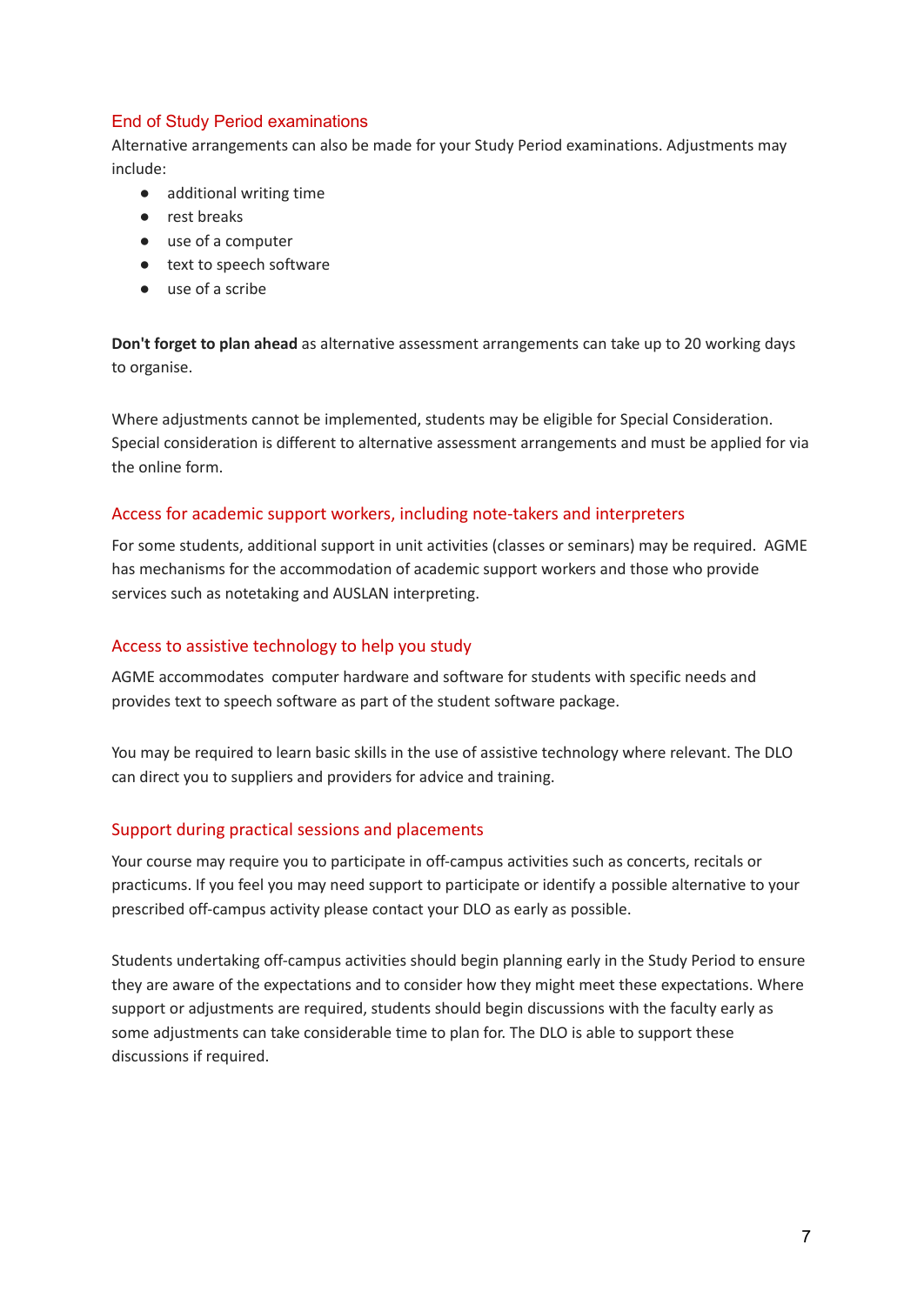### End of Study Period examinations

Alternative arrangements can also be made for your Study Period examinations. Adjustments may include:

- additional writing time
- rest breaks
- use of a computer
- text to speech software
- use of a scribe

**Don't forget to plan ahead** as alternative assessment arrangements can take up to 20 working days to organise.

Where adjustments cannot be implemented, students may be eligible for Special Consideration. Special consideration is different to alternative assessment arrangements and must be applied for via the online form.

### Access for academic support workers, including note-takers and interpreters

For some students, additional support in unit activities (classes or seminars) may be required. AGME has mechanisms for the accommodation of academic support workers and those who provide services such as notetaking and AUSLAN interpreting.

### Access to assistive technology to help you study

AGME accommodates computer hardware and software for students with specific needs and provides text to speech software as part of the student software package.

You may be required to learn basic skills in the use of assistive technology where relevant. The DLO can direct you to suppliers and providers for advice and training.

### Support during practical sessions and placements

Your course may require you to participate in off-campus activities such as concerts, recitals or practicums. If you feel you may need support to participate or identify a possible alternative to your prescribed off-campus activity please contact your DLO as early as possible.

Students undertaking off-campus activities should begin planning early in the Study Period to ensure they are aware of the expectations and to consider how they might meet these expectations. Where support or adjustments are required, students should begin discussions with the faculty early as some adjustments can take considerable time to plan for. The DLO is able to support these discussions if required.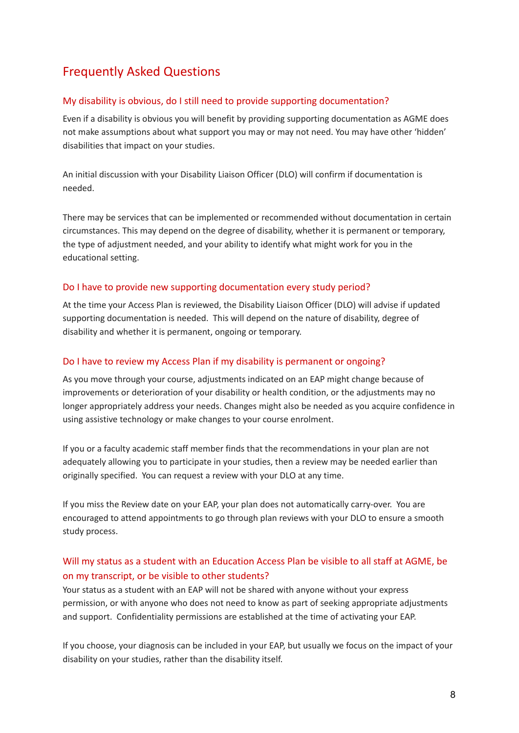## Frequently Asked Questions

### My disability is obvious, do I still need to provide supporting documentation?

Even if a disability is obvious you will benefit by providing supporting documentation as AGME does not make assumptions about what support you may or may not need. You may have other 'hidden' disabilities that impact on your studies.

An initial discussion with your Disability Liaison Officer (DLO) will confirm if documentation is needed.

There may be services that can be implemented or recommended without documentation in certain circumstances. This may depend on the degree of disability, whether it is permanent or temporary, the type of adjustment needed, and your ability to identify what might work for you in the educational setting.

### Do I have to provide new supporting documentation every study period?

At the time your Access Plan is reviewed, the Disability Liaison Officer (DLO) will advise if updated supporting documentation is needed. This will depend on the nature of disability, degree of disability and whether it is permanent, ongoing or temporary.

### Do I have to review my Access Plan if my disability is permanent or ongoing?

As you move through your course, adjustments indicated on an EAP might change because of improvements or deterioration of your disability or health condition, or the adjustments may no longer appropriately address your needs. Changes might also be needed as you acquire confidence in using assistive technology or make changes to your course enrolment.

If you or a faculty academic staff member finds that the recommendations in your plan are not adequately allowing you to participate in your studies, then a review may be needed earlier than originally specified. You can request a review with your DLO at any time.

If you miss the Review date on your EAP, your plan does not automatically carry-over. You are encouraged to attend appointments to go through plan reviews with your DLO to ensure a smooth study process.

### Will my status as a student with an Education Access Plan be visible to all staff at AGME, be on my transcript, or be visible to other students?

Your status as a student with an EAP will not be shared with anyone without your express permission, or with anyone who does not need to know as part of seeking appropriate adjustments and support. Confidentiality permissions are established at the time of activating your EAP.

If you choose, your diagnosis can be included in your EAP, but usually we focus on the impact of your disability on your studies, rather than the disability itself.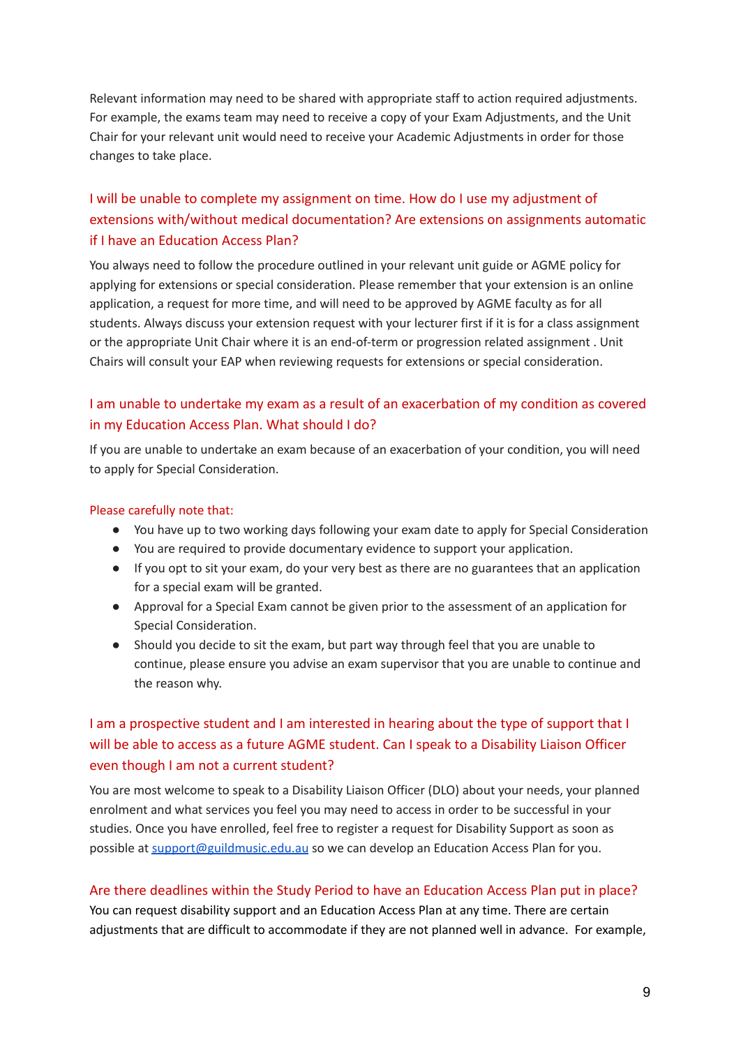Relevant information may need to be shared with appropriate staff to action required adjustments. For example, the exams team may need to receive a copy of your Exam Adjustments, and the Unit Chair for your relevant unit would need to receive your Academic Adjustments in order for those changes to take place.

### I will be unable to complete my assignment on time. How do I use my adjustment of extensions with/without medical documentation? Are extensions on assignments automatic if I have an Education Access Plan?

You always need to follow the procedure outlined in your relevant unit guide or AGME policy for applying for extensions or special consideration. Please remember that your extension is an online application, a request for more time, and will need to be approved by AGME faculty as for all students. Always discuss your extension request with your lecturer first if it is for a class assignment or the appropriate Unit Chair where it is an end-of-term or progression related assignment . Unit Chairs will consult your EAP when reviewing requests for extensions or special consideration.

### I am unable to undertake my exam as a result of an exacerbation of my condition as covered in my Education Access Plan. What should I do?

If you are unable to undertake an exam because of an exacerbation of your condition, you will need to apply for Special Consideration.

Please carefully note that:

- You have up to two working days following your exam date to apply for Special Consideration
- You are required to provide documentary evidence to support your application.
- If you opt to sit your exam, do your very best as there are no guarantees that an application for a special exam will be granted.
- Approval for a Special Exam cannot be given prior to the assessment of an application for Special Consideration.
- Should you decide to sit the exam, but part way through feel that you are unable to continue, please ensure you advise an exam supervisor that you are unable to continue and the reason why.

### I am a prospective student and I am interested in hearing about the type of support that I will be able to access as a future AGME student. Can I speak to a Disability Liaison Officer even though I am not a current student?

You are most welcome to speak to a Disability Liaison Officer (DLO) about your needs, your planned enrolment and what services you feel you may need to access in order to be successful in your studies. Once you have enrolled, feel free to register a request for Disability Support as soon as possible at [support@guildmusic.edu.au](mailto:support@guildmusic.edu.au) so we can develop an Education Access Plan for you.

### Are there deadlines within the Study Period to have an Education Access Plan put in place?

You can request disability support and an Education Access Plan at any time. There are certain adjustments that are difficult to accommodate if they are not planned well in advance. For example,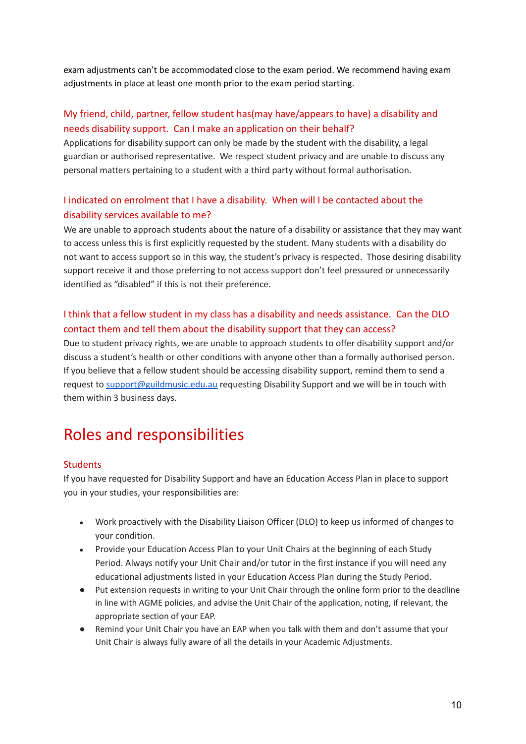exam adjustments can't be accommodated close to the exam period. We recommend having exam adjustments in place at least one month prior to the exam period starting.

### My friend, child, partner, fellow student has(may have/appears to have) a disability and needs disability support. Can I make an application on their behalf?

Applications for disability support can only be made by the student with the disability, a legal guardian or authorised representative. We respect student privacy and are unable to discuss any personal matters pertaining to a student with a third party without formal authorisation.

### I indicated on enrolment that I have a disability. When will I be contacted about the disability services available to me?

We are unable to approach students about the nature of a disability or assistance that they may want to access unless this is first explicitly requested by the student. Many students with a disability do not want to access support so in this way, the student's privacy is respected. Those desiring disability support receive it and those preferring to not access support don't feel pressured or unnecessarily identified as "disabled" if this is not their preference.

### I think that a fellow student in my class has a disability and needs assistance. Can the DLO contact them and tell them about the disability support that they can access?

Due to student privacy rights, we are unable to approach students to offer disability support and/or discuss a student's health or other conditions with anyone other than a formally authorised person. If you believe that a fellow student should be accessing disability support, remind them to send a request to [support@guildmusic.edu.au](mailto:support@guildmusic.edu.au) requesting Disability Support and we will be in touch with them within 3 business days.

# Roles and responsibilities

### Students

If you have requested for Disability Support and have an Education Access Plan in place to support you in your studies, your responsibilities are:

- Work proactively with the Disability Liaison Officer (DLO) to keep us informed of changes to your condition.
- Provide your Education Access Plan to your Unit Chairs at the beginning of each Study Period. Always notify your Unit Chair and/or tutor in the first instance if you will need any educational adjustments listed in your Education Access Plan during the Study Period.
- Put extension requests in writing to your Unit Chair through the online form prior to the deadline in line with AGME policies, and advise the Unit Chair of the application, noting, if relevant, the appropriate section of your EAP.
- Remind your Unit Chair you have an EAP when you talk with them and don't assume that your Unit Chair is always fully aware of all the details in your Academic Adjustments.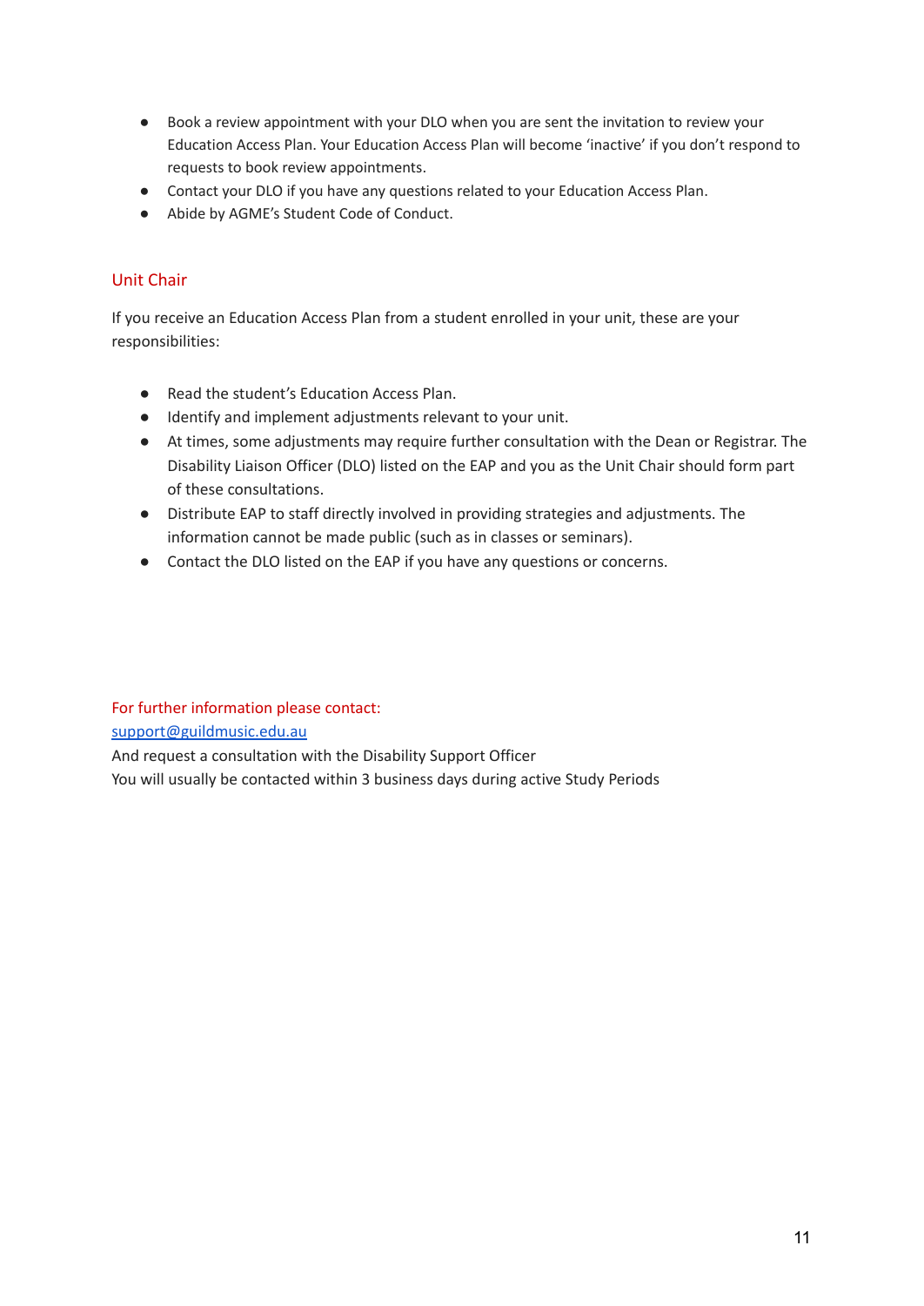- Book a review appointment with your DLO when you are sent the invitation to review your Education Access Plan. Your Education Access Plan will become 'inactive' if you don't respond to requests to book review appointments.
- Contact your DLO if you have any questions related to your Education Access Plan.
- Abide by AGME's Student Code of Conduct.

## Unit Chair

If you receive an Education Access Plan from a student enrolled in your unit, these are your responsibilities:

- Read the student's Education Access Plan.
- Identify and implement adjustments relevant to your unit.
- At times, some adjustments may require further consultation with the Dean or Registrar. The Disability Liaison Officer (DLO) listed on the EAP and you as the Unit Chair should form part of these consultations.
- Distribute EAP to staff directly involved in providing strategies and adjustments. The information cannot be made public (such as in classes or seminars).
- Contact the DLO listed on the EAP if you have any questions or concerns.

For further information please contact:
[support@guildmusic.edu.au](mailto:support@guildmusic.edu.au)
And request a consultation with the Disability Support Officer
You will usually be contacted within 3 business days during active Study Periods